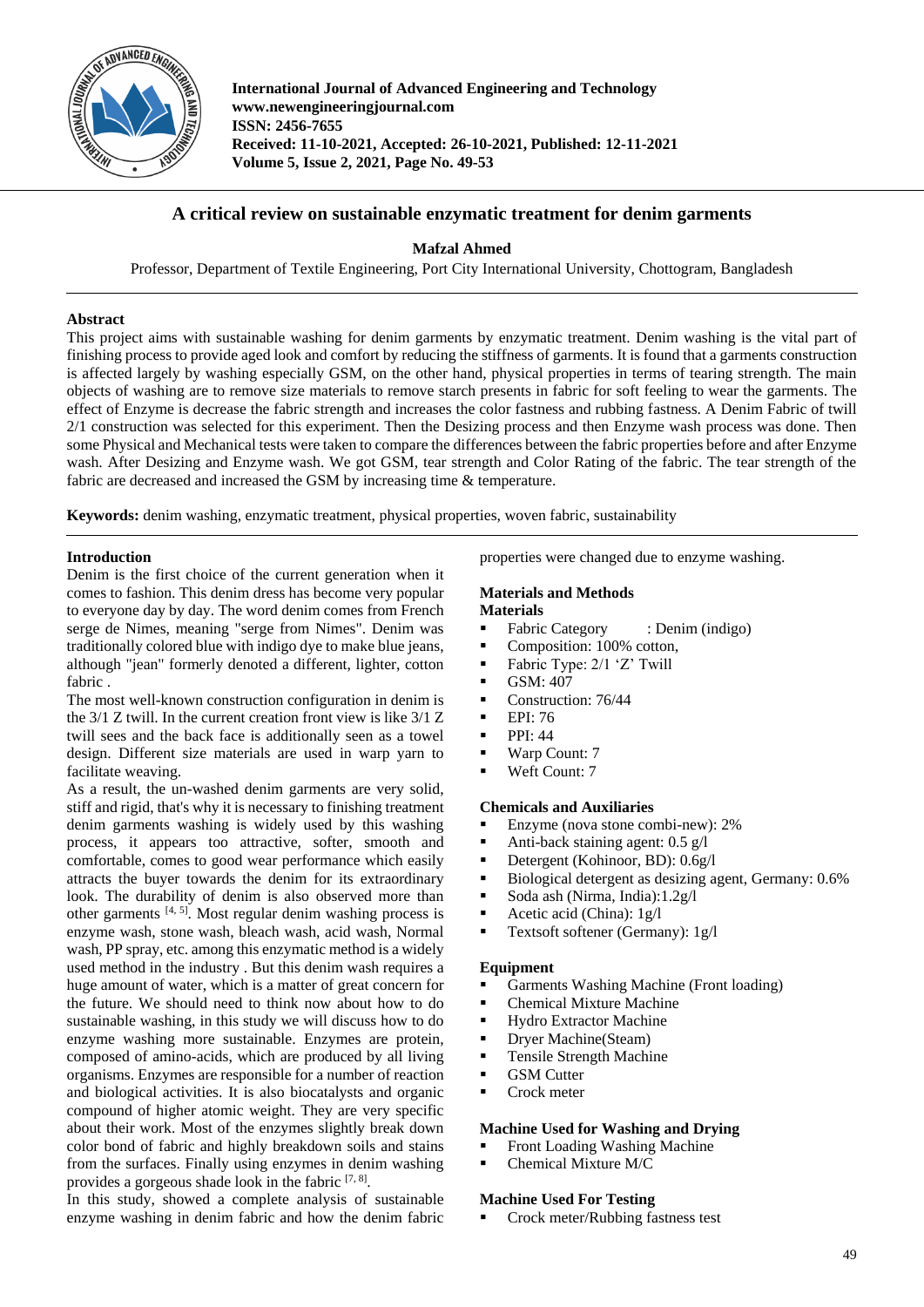International Journal of Advanced Engineering and Technology
www.newengineeringjournal.com
ISSN: 2456-7655
Received: 11-10-2021, Accepted: 26-10-2021, Published: 12-11-2021
Volume 5, Issue 2, 2021, Page No. 49-53

# A critical review on sustainable enzymatic treatment for denim garments

**Mafzal Ahmed**

Professor, Department of Textile Engineering, Port City International University, Chottogram, Bangladesh

## Abstract

This project aims with sustainable washing for denim garments by enzymatic treatment. Denim washing is the vital part of finishing process to provide aged look and comfort by reducing the stiffness of garments. It is found that a garments construction is affected largely by washing especially GSM, on the other hand, physical properties in terms of tearing strength. The main objects of washing are to remove size materials to remove starch presents in fabric for soft feeling to wear the garments. The effect of Enzyme is decrease the fabric strength and increases the color fastness and rubbing fastness. A Denim Fabric of twill 2/1 construction was selected for this experiment. Then the Desizing process and then Enzyme wash process was done. Then some Physical and Mechanical tests were taken to compare the differences between the fabric properties before and after Enzyme wash. After Desizing and Enzyme wash. We got GSM, tear strength and Color Rating of the fabric. The tear strength of the fabric are decreased and increased the GSM by increasing time & temperature.

**Keywords:** denim washing, enzymatic treatment, physical properties, woven fabric, sustainability

## Introduction

Denim is the first choice of the current generation when it comes to fashion. This denim dress has become very popular to everyone day by day. The word denim comes from French serge de Nimes, meaning "serge from Nimes". Denim was traditionally colored blue with indigo dye to make blue jeans, although "jean" formerly denoted a different, lighter, cotton fabric .

The most well-known construction configuration in denim is the 3/1 Z twill. In the current creation front view is like 3/1 Z twill sees and the back face is additionally seen as a towel design. Different size materials are used in warp yarn to facilitate weaving.

As a result, the un-washed denim garments are very solid, stiff and rigid, that's why it is necessary to finishing treatment denim garments washing is widely used by this washing process, it appears too attractive, softer, smooth and comfortable, comes to good wear performance which easily attracts the buyer towards the denim for its extraordinary look. The durability of denim is also observed more than other garments [4, 5]. Most regular denim washing process is enzyme wash, stone wash, bleach wash, acid wash, Normal wash, PP spray, etc. among this enzymatic method is a widely used method in the industry . But this denim wash requires a huge amount of water, which is a matter of great concern for the future. We should need to think now about how to do sustainable washing, in this study we will discuss how to do enzyme washing more sustainable. Enzymes are protein, composed of amino-acids, which are produced by all living organisms. Enzymes are responsible for a number of reaction and biological activities. It is also biocatalysts and organic compound of higher atomic weight. They are very specific about their work. Most of the enzymes slightly break down color bond of fabric and highly breakdown soils and stains from the surfaces. Finally using enzymes in denim washing provides a gorgeous shade look in the fabric [7, 8].

In this study, showed a complete analysis of sustainable enzyme washing in denim fabric and how the denim fabric properties were changed due to enzyme washing.

## Materials and Methods

### Materials

- Fabric Category : Denim (indigo)
- Composition: 100% cotton,
- Fabric Type: 2/1 'Z' Twill
- GSM: 407
- Construction: 76/44
- EPI: 76
- PPI: 44
- Warp Count: 7
- Weft Count: 7

### Chemicals and Auxiliaries

- Enzyme (nova stone combi-new): 2%
- Anti-back staining agent: 0.5 g/l
- Detergent (Kohinoor, BD): 0.6g/l
- Biological detergent as desizing agent, Germany: 0.6%
- Soda ash (Nirma, India):1.2g/l
- Acetic acid (China): 1g/l
- Textsoft softener (Germany): 1g/l

### Equipment

- Garments Washing Machine (Front loading)
- Chemical Mixture Machine
- Hydro Extractor Machine
- Dryer Machine(Steam)
- Tensile Strength Machine
- GSM Cutter
- Crock meter

### Machine Used for Washing and Drying

- Front Loading Washing Machine
- Chemical Mixture M/C

### Machine Used For Testing

- Crock meter/Rubbing fastness test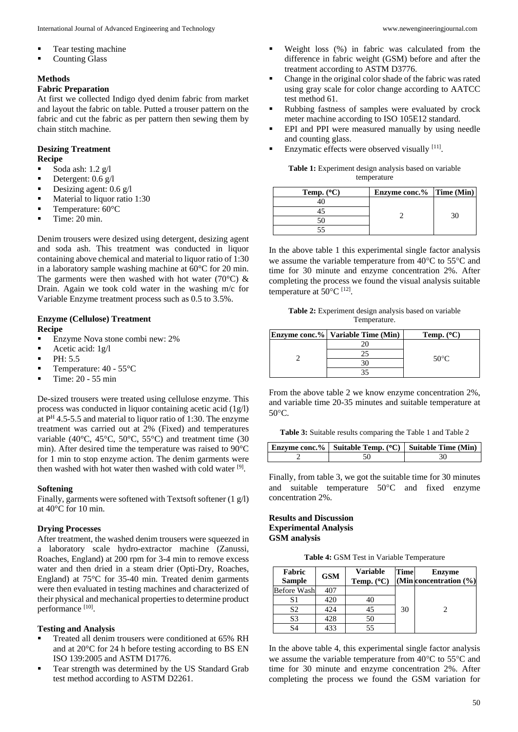- Tear testing machine
- Counting Glass

### Methods

#### Fabric Preparation

At first we collected Indigo dyed denim fabric from market and layout the fabric on table. Putted a trouser pattern on the fabric and cut the fabric as per pattern then sewing them by chain stitch machine.

#### Desizing Treatment

**Recipe**

- Soda ash: 1.2 g/l
- Detergent: 0.6 g/l
- Desizing agent: 0.6 g/l
- Material to liquor ratio 1:30
- Temperature: 60°C
- Time: 20 min.

Denim trousers were desized using detergent, desizing agent and soda ash. This treatment was conducted in liquor containing above chemical and material to liquor ratio of 1:30 in a laboratory sample washing machine at 60°C for 20 min. The garments were then washed with hot water (70°C) & Drain. Again we took cold water in the washing m/c for Variable Enzyme treatment process such as 0.5 to 3.5%.

#### Enzyme (Cellulose) Treatment

**Recipe**

- Enzyme Nova stone combi new: 2%
- Acetic acid: 1g/l
- PH: 5.5
- Temperature: 40 - 55°C
- Time: 20 - 55 min

De-sized trousers were treated using cellulose enzyme. This process was conducted in liquor containing acetic acid (1g/l) at $P^H$ 4.5-5.5 and material to liquor ratio of 1:30. The enzyme treatment was carried out at 2% (Fixed) and temperatures variable (40°C, 45°C, 50°C, 55°C) and treatment time (30 min). After desired time the temperature was raised to 90°C for 1 min to stop enzyme action. The denim garments were then washed with hot water then washed with cold water [9].

#### Softening

Finally, garments were softened with Textsoft softener (1 g/l) at 40°C for 10 min.

#### Drying Processes

After treatment, the washed denim trousers were squeezed in a laboratory scale hydro-extractor machine (Zanussi, Roaches, England) at 200 rpm for 3-4 min to remove excess water and then dried in a steam drier (Opti-Dry, Roaches, England) at 75°C for 35-40 min. Treated denim garments were then evaluated in testing machines and characterized of their physical and mechanical properties to determine product performance [10].

#### Testing and Analysis

- Treated all denim trousers were conditioned at 65% RH and at 20°C for 24 h before testing according to BS EN ISO 139:2005 and ASTM D1776.
- Tear strength was determined by the US Standard Grab test method according to ASTM D2261.
- Weight loss (%) in fabric was calculated from the difference in fabric weight (GSM) before and after the treatment according to ASTM D3776.
- Change in the original color shade of the fabric was rated using gray scale for color change according to AATCC test method 61.
- Rubbing fastness of samples were evaluated by crock meter machine according to ISO 105E12 standard.
- EPI and PPI were measured manually by using needle and counting glass.
- Enzymatic effects were observed visually [11].

**Table 1:** Experiment design analysis based on variable temperature

| Temp. (°C) | Enzyme conc.% | Time (Min) |
|---|---|---|
| 40 | 2 | 30 |
| 45 | | |
| 50 | | |
| 55 | | |

In the above table 1 this experimental single factor analysis we assume the variable temperature from 40°C to 55°C and time for 30 minute and enzyme concentration 2%. After completing the process we found the visual analysis suitable temperature at 50°C [12].

**Table 2:** Experiment design analysis based on variable Temperature.

| Enzyme conc.% | Variable Time (Min) | Temp. (°C) |
|---|---|---|
| 2 | 20 | 50°C |
| | 25 | |
| | 30 | |
| | 35 | |

From the above table 2 we know enzyme concentration 2%, and variable time 20-35 minutes and suitable temperature at 50°C.

**Table 3:** Suitable results comparing the Table 1 and Table 2

| Enzyme conc.% | Suitable Temp. (°C) | Suitable Time (Min) |
|---|---|---|
| 2 | 50 | 30 |

Finally, from table 3, we got the suitable time for 30 minutes and suitable temperature 50°C and fixed enzyme concentration 2%.

## Results and Discussion

### Experimental Analysis

#### GSM analysis

**Table 4:** GSM Test in Variable Temperature

| Fabric Sample | GSM | Variable Temp. (°C) | Time (Min | Enzyme concentration (%) |
|---|---|---|---|---|
| Before Wash | 407 | | 30 | 2 |
| S1 | 420 | 40 | | |
| S2 | 424 | 45 | | |
| S3 | 428 | 50 | | |
| S4 | 433 | 55 | | |

In the above table 4, this experimental single factor analysis we assume the variable temperature from 40°C to 55°C and time for 30 minute and enzyme concentration 2%. After completing the process we found the GSM variation for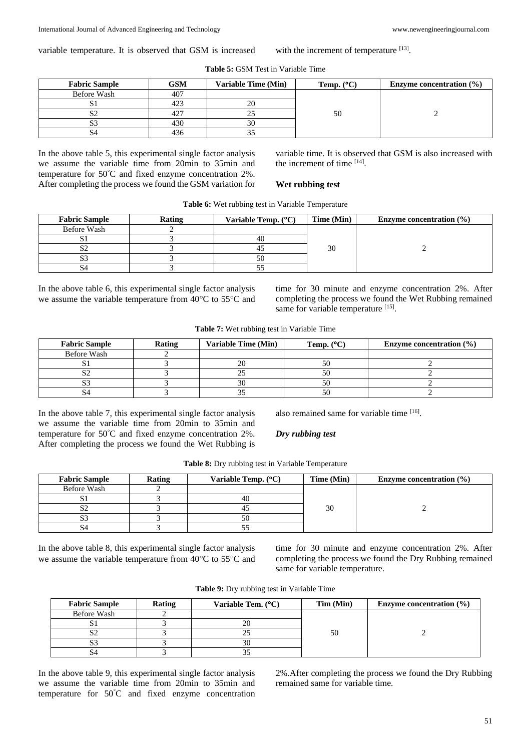variable temperature. It is observed that GSM is increased with the increment of temperature [13].

**Table 5:** GSM Test in Variable Time

| Fabric Sample | GSM | Variable Time (Min) | Temp. (°C) | Enzyme concentration (%) |
|---|---|---|---|---|
| Before Wash | 407 | | | |
| S1 | 423 | 20 | 50 | 2 |
| S2 | 427 | 25 | | |
| S3 | 430 | 30 | | |
| S4 | 436 | 35 | | |

In the above table 5, this experimental single factor analysis we assume the variable time from 20min to 35min and temperature for 50˚C and fixed enzyme concentration 2%. After completing the process we found the GSM variation for variable time. It is observed that GSM is also increased with the increment of time [14].

### Wet rubbing test

**Table 6:** Wet rubbing test in Variable Temperature

| Fabric Sample | Rating | Variable Temp. (°C) | Time (Min) | Enzyme concentration (%) |
|---|---|---|---|---|
| Before Wash | 2 | | | |
| S1 | 3 | 40 | 30 | 2 |
| S2 | 3 | 45 | | |
| S3 | 3 | 50 | | |
| S4 | 3 | 55 | | |

In the above table 6, this experimental single factor analysis we assume the variable temperature from 40°C to 55°C and time for 30 minute and enzyme concentration 2%. After completing the process we found the Wet Rubbing remained same for variable temperature [15].

**Table 7:** Wet rubbing test in Variable Time

| Fabric Sample | Rating | Variable Time (Min) | Temp. (°C) | Enzyme concentration (%) |
|---|---|---|---|---|
| Before Wash | 2 | | | |
| S1 | 3 | 20 | 50 | 2 |
| S2 | 3 | 25 | 50 | 2 |
| S3 | 3 | 30 | 50 | 2 |
| S4 | 3 | 35 | 50 | 2 |

In the above table 7, this experimental single factor analysis we assume the variable time from 20min to 35min and temperature for 50˚C and fixed enzyme concentration 2%. After completing the process we found the Wet Rubbing is also remained same for variable time [16].

### *Dry rubbing test*

**Table 8:** Dry rubbing test in Variable Temperature

| Fabric Sample | Rating | Variable Temp. (°C) | Time (Min) | Enzyme concentration (%) |
|---|---|---|---|---|
| Before Wash | 2 | | | |
| S1 | 3 | 40 | 30 | 2 |
| S2 | 3 | 45 | | |
| S3 | 3 | 50 | | |
| S4 | 3 | 55 | | |

In the above table 8, this experimental single factor analysis we assume the variable temperature from 40°C to 55°C and time for 30 minute and enzyme concentration 2%. After completing the process we found the Dry Rubbing remained same for variable temperature.

**Table 9:** Dry rubbing test in Variable Time

| Fabric Sample | Rating | Variable Tem. (°C) | Tim (Min) | Enzyme concentration (%) |
|---|---|---|---|---|
| Before Wash | 2 | | | |
| S1 | 3 | 20 | 50 | 2 |
| S2 | 3 | 25 | | |
| S3 | 3 | 30 | | |
| S4 | 3 | 35 | | |

In the above table 9, this experimental single factor analysis we assume the variable time from 20min to 35min and temperature for 50˚C and fixed enzyme concentration 2%.After completing the process we found the Dry Rubbing remained same for variable time.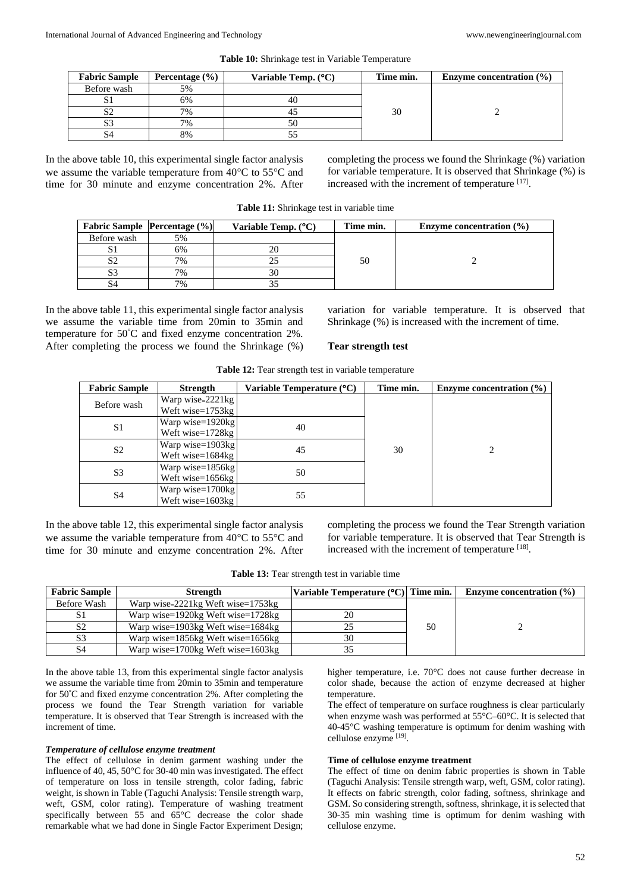**Table 10:** Shrinkage test in Variable Temperature

| Fabric Sample | Percentage (%) | Variable Temp. (°C) | Time min. | Enzyme concentration (%) |
|---|---|---|---|---|
| Before wash | 5% | | 30 | 2 |
| S1 | 6% | 40 | | |
| S2 | 7% | 45 | | |
| S3 | 7% | 50 | | |
| S4 | 8% | 55 | | |

In the above table 10, this experimental single factor analysis we assume the variable temperature from 40°C to 55°C and time for 30 minute and enzyme concentration 2%. After completing the process we found the Shrinkage (%) variation for variable temperature. It is observed that Shrinkage (%) is increased with the increment of temperature [17].

**Table 11:** Shrinkage test in variable time

| Fabric Sample | Percentage (%) | Variable Temp. (°C) | Time min. | Enzyme concentration (%) |
|---|---|---|---|---|
| Before wash | 5% | | 50 | 2 |
| S1 | 6% | 20 | | |
| S2 | 7% | 25 | | |
| S3 | 7% | 30 | | |
| S4 | 7% | 35 | | |

In the above table 11, this experimental single factor analysis we assume the variable time from 20min to 35min and temperature for 50˚C and fixed enzyme concentration 2%. After completing the process we found the Shrinkage (%) variation for variable temperature. It is observed that Shrinkage (%) is increased with the increment of time.

**Tear strength test**

**Table 12:** Tear strength test in variable temperature

| Fabric Sample | Strength | Variable Temperature (°C) | Time min. | Enzyme concentration (%) |
|---|---|---|---|---|
| Before wash | Warp wise=2221kg Weft wise=1753kg | | 30 | 2 |
| S1 | Warp wise=1920kg Weft wise=1728kg | 40 | | |
| S2 | Warp wise=1903kg Weft wise=1684kg | 45 | | |
| S3 | Warp wise=1856kg Weft wise=1656kg | 50 | | |
| S4 | Warp wise=1700kg Weft wise=1603kg | 55 | | |

In the above table 12, this experimental single factor analysis we assume the variable temperature from 40°C to 55°C and time for 30 minute and enzyme concentration 2%. After completing the process we found the Tear Strength variation for variable temperature. It is observed that Tear Strength is increased with the increment of temperature [18].

**Table 13:** Tear strength test in variable time

| Fabric Sample | Strength | Variable Temperature (°C) | Time min. | Enzyme concentration (%) |
|---|---|---|---|---|
| Before Wash | Warp wise=2221kg Weft wise=1753kg | | 50 | 2 |
| S1 | Warp wise=1920kg Weft wise=1728kg | 20 | | |
| S2 | Warp wise=1903kg Weft wise=1684kg | 25 | | |
| S3 | Warp wise=1856kg Weft wise=1656kg | 30 | | |
| S4 | Warp wise=1700kg Weft wise=1603kg | 35 | | |

In the above table 13, from this experimental single factor analysis we assume the variable time from 20min to 35min and temperature for 50˚C and fixed enzyme concentration 2%. After completing the process we found the Tear Strength variation for variable temperature. It is observed that Tear Strength is increased with the increment of time.

***Temperature of cellulose enzyme treatment***

The effect of cellulose in denim garment washing under the influence of 40, 45, 50°C for 30-40 min was investigated. The effect of temperature on loss in tensile strength, color fading, fabric weight, is shown in Table (Taguchi Analysis: Tensile strength warp, weft, GSM, color rating). Temperature of washing treatment specifically between 55 and 65°C decrease the color shade remarkable what we had done in Single Factor Experiment Design; higher temperature, i.e. 70°C does not cause further decrease in color shade, because the action of enzyme decreased at higher temperature.

The effect of temperature on surface roughness is clear particularly when enzyme wash was performed at 55°C–60°C. It is selected that 40-45°C washing temperature is optimum for denim washing with cellulose enzyme [19].

**Time of cellulose enzyme treatment**

The effect of time on denim fabric properties is shown in Table (Taguchi Analysis: Tensile strength warp, weft, GSM, color rating). It effects on fabric strength, color fading, softness, shrinkage and GSM. So considering strength, softness, shrinkage, it is selected that 30-35 min washing time is optimum for denim washing with cellulose enzyme.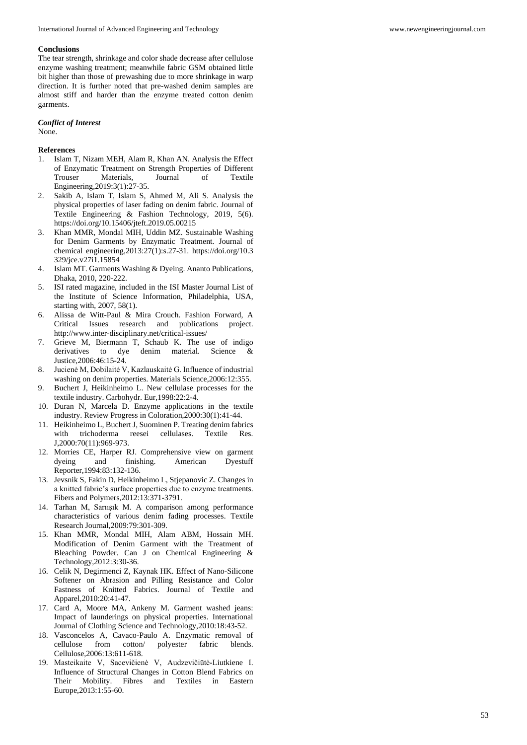## Conclusions

The tear strength, shrinkage and color shade decrease after cellulose enzyme washing treatment; meanwhile fabric GSM obtained little bit higher than those of prewashing due to more shrinkage in warp direction. It is further noted that pre-washed denim samples are almost stiff and harder than the enzyme treated cotton denim garments.

### *Conflict of Interest*

None.

## References

1. Islam T, Nizam MEH, Alam R, Khan AN. Analysis the Effect of Enzymatic Treatment on Strength Properties of Different Trouser Materials, Journal of Textile Engineering,2019:3(1):27-35.
2. Sakib A, Islam T, Islam S, Ahmed M, Ali S. Analysis the physical properties of laser fading on denim fabric. Journal of Textile Engineering & Fashion Technology, 2019, 5(6). https://doi.org/10.15406/jteft.2019.05.00215
3. Khan MMR, Mondal MIH, Uddin MZ. Sustainable Washing for Denim Garments by Enzymatic Treatment. Journal of chemical engineering,2013:27(1):s.27-31. https://doi.org/10.3329/jce.v27i1.15854
4. Islam MT. Garments Washing & Dyeing. Ananto Publications, Dhaka, 2010, 220-222.
5. ISI rated magazine, included in the ISI Master Journal List of the Institute of Science Information, Philadelphia, USA, starting with, 2007, 58(1).
6. Alissa de Witt-Paul & Mira Crouch. Fashion Forward, A Critical Issues research and publications project. http://www.inter-disciplinary.net/critical-issues/
7. Grieve M, Biermann T, Schaub K. The use of indigo derivatives to dye denim material. Science & Justice,2006:46:15-24.
8. Jucienė M, Dobilaitė V, Kazlauskaitė G. Influence of industrial washing on denim properties. Materials Science,2006:12:355.
9. Buchert J, Heikinheimo L. New cellulase processes for the textile industry. Carbohydr. Eur,1998:22:2-4.
10. Duran N, Marcela D. Enzyme applications in the textile industry. Review Progress in Coloration,2000:30(1):41-44.
11. Heikinheimo L, Buchert J, Suominen P. Treating denim fabrics with trichoderma reesei cellulases. Textile Res. J,2000:70(11):969-973.
12. Morries CE, Harper RJ. Comprehensive view on garment dyeing and finishing. American Dyestuff Reporter,1994:83:132-136.
13. Jevsnik S, Fakin D, Heikinheimo L, Stjepanovic Z. Changes in a knitted fabric's surface properties due to enzyme treatments. Fibers and Polymers,2012:13:371-3791.
14. Tarhan M, Sarıışık M. A comparison among performance characteristics of various denim fading processes. Textile Research Journal,2009:79:301-309.
15. Khan MMR, Mondal MIH, Alam ABM, Hossain MH. Modification of Denim Garment with the Treatment of Bleaching Powder. Can J on Chemical Engineering & Technology,2012:3:30-36.
16. Celik N, Degirmenci Z, Kaynak HK. Effect of Nano-Silicone Softener on Abrasion and Pilling Resistance and Color Fastness of Knitted Fabrics. Journal of Textile and Apparel,2010:20:41-47.
17. Card A, Moore MA, Ankeny M. Garment washed jeans: Impact of launderings on physical properties. International Journal of Clothing Science and Technology,2010:18:43-52.
18. Vasconcelos A, Cavaco-Paulo A. Enzymatic removal of cellulose from cotton/ polyester fabric blends. Cellulose,2006:13:611-618.
19. Masteikaite V, Sacevičienė V, Audzevičiūtė-Liutkiene I. Influence of Structural Changes in Cotton Blend Fabrics on Their Mobility. Fibres and Textiles in Eastern Europe,2013:1:55-60.